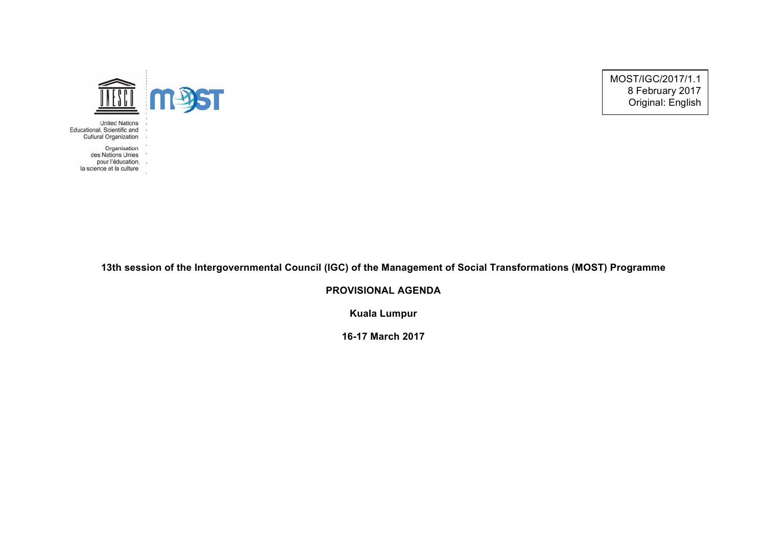United Nations
Educational, Scientific and
Cultural Organization

Organisation
des Nations Unies
pour l'éducation,
la science et la culture

MOST/IGC/2017/1.1
8 February 2017
Original: English

**13th session of the Intergovernmental Council (IGC) of the Management of Social Transformations (MOST) Programme**

**PROVISIONAL AGENDA**

**Kuala Lumpur**

**16-17 March 2017**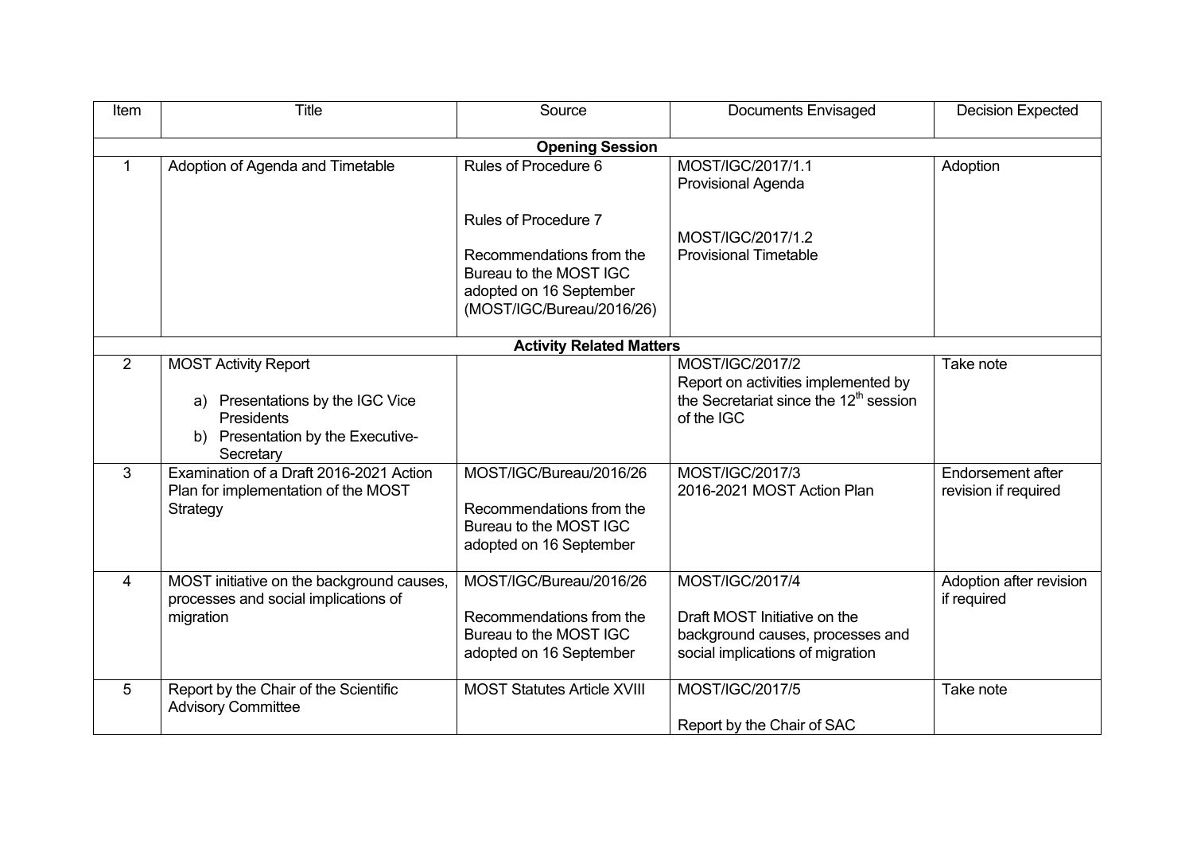| Item | Title | Source | Documents Envisaged | Decision Expected |
| --- | --- | --- | --- | --- |
| **Opening Session** | | | | |
| 1 | Adoption of Agenda and Timetable | Rules of Procedure 6<br><br>Rules of Procedure 7<br><br>Recommendations from the Bureau to the MOST IGC adopted on 16 September (MOST/IGC/Bureau/2016/26) | MOST/IGC/2017/1.1<br>Provisional Agenda<br><br>MOST/IGC/2017/1.2<br>Provisional Timetable | Adoption |
| **Activity Related Matters** | | | | |
| 2 | MOST Activity Report<br><br>a) Presentations by the IGC Vice Presidents<br>b) Presentation by the Executive-Secretary | | MOST/IGC/2017/2<br>Report on activities implemented by the Secretariat since the 12th session of the IGC | Take note |
| 3 | Examination of a Draft 2016-2021 Action Plan for implementation of the MOST Strategy | MOST/IGC/Bureau/2016/26<br><br>Recommendations from the Bureau to the MOST IGC adopted on 16 September | MOST/IGC/2017/3<br>2016-2021 MOST Action Plan | Endorsement after revision if required |
| 4 | MOST initiative on the background causes, processes and social implications of migration | MOST/IGC/Bureau/2016/26<br><br>Recommendations from the Bureau to the MOST IGC adopted on 16 September | MOST/IGC/2017/4<br><br>Draft MOST Initiative on the background causes, processes and social implications of migration | Adoption after revision if required |
| 5 | Report by the Chair of the Scientific Advisory Committee | MOST Statutes Article XVIII | MOST/IGC/2017/5<br><br>Report by the Chair of SAC | Take note |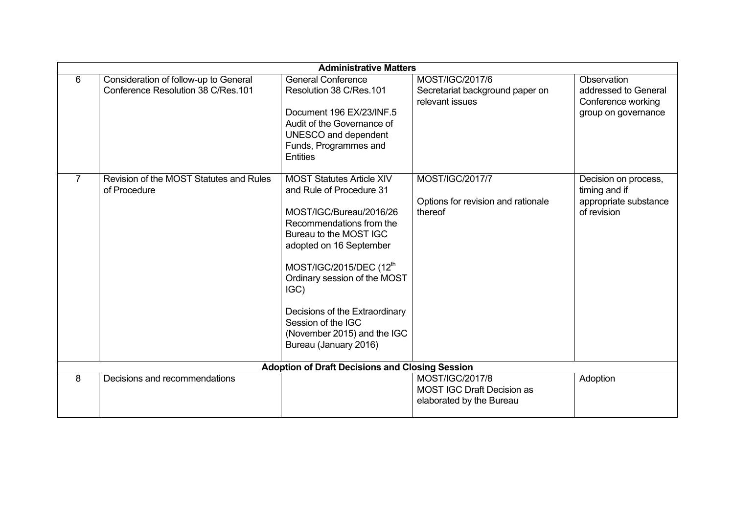| | | | | |
|---|---|---|---|---|
| **Administrative Matters** | | | | |
| 6 | Consideration of follow-up to General Conference Resolution 38 C/Res.101 | General Conference Resolution 38 C/Res.101<br><br>Document 196 EX/23/INF.5 Audit of the Governance of UNESCO and dependent Funds, Programmes and Entities | MOST/IGC/2017/6<br>Secretariat background paper on relevant issues | Observation addressed to General Conference working group on governance |
| 7 | Revision of the MOST Statutes and Rules of Procedure | MOST Statutes Article XIV and Rule of Procedure 31<br><br>MOST/IGC/Bureau/2016/26 Recommendations from the Bureau to the MOST IGC adopted on 16 September<br><br>MOST/IGC/2015/DEC (12th Ordinary session of the MOST IGC)<br><br>Decisions of the Extraordinary Session of the IGC (November 2015) and the IGC Bureau (January 2016) | MOST/IGC/2017/7<br><br>Options for revision and rationale thereof | Decision on process, timing and if appropriate substance of revision |
| **Adoption of Draft Decisions and Closing Session** | | | | |
| 8 | Decisions and recommendations | | MOST/IGC/2017/8<br>MOST IGC Draft Decision as elaborated by the Bureau | Adoption |